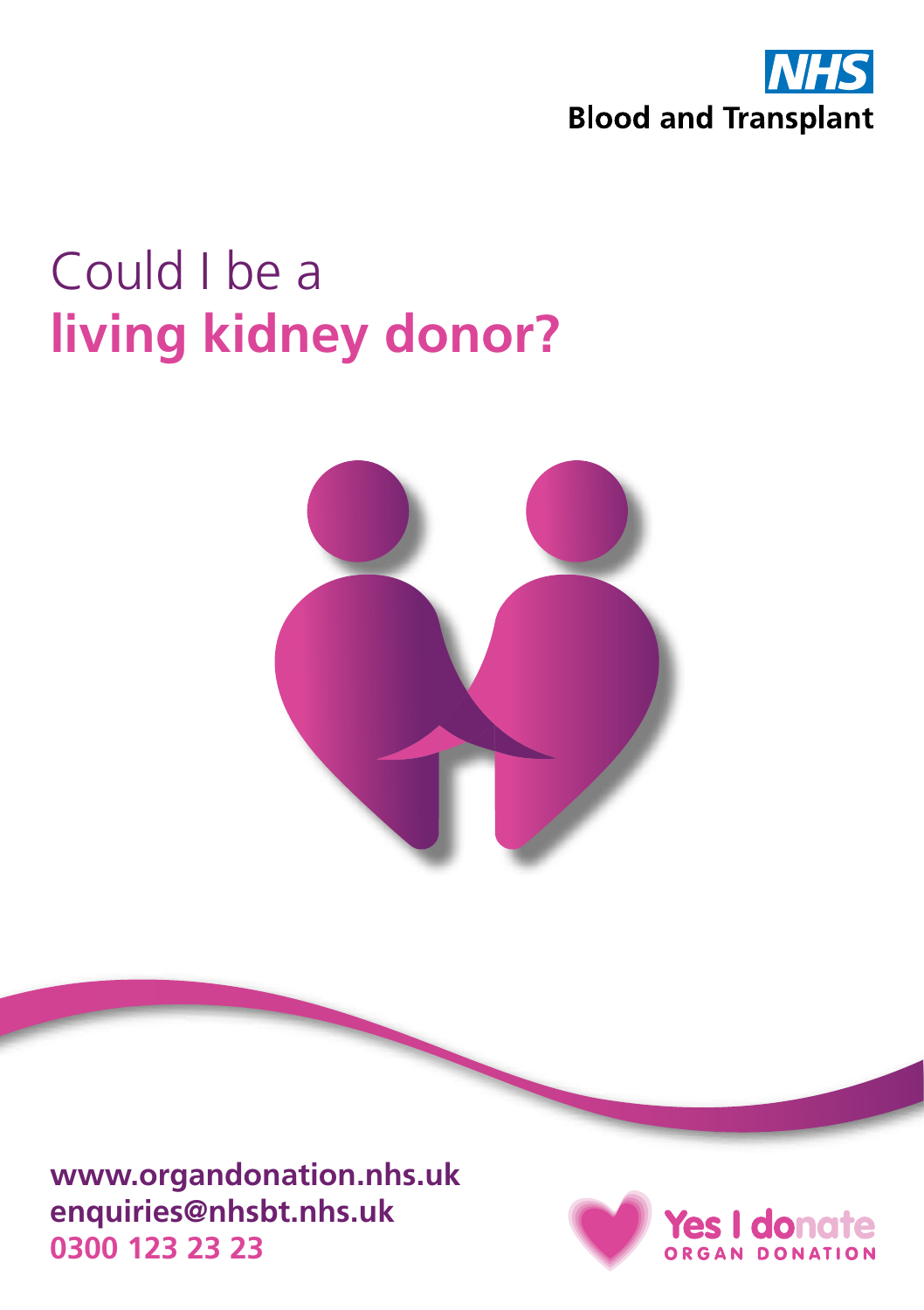NHS

Blood and Transplant

# Could I be a **living kidney donor?**

**www.organdonation.nhs.uk**
**enquiries@nhsbt.nhs.uk**
**0300 123 23 23**

Yes I donate
ORGAN DONATION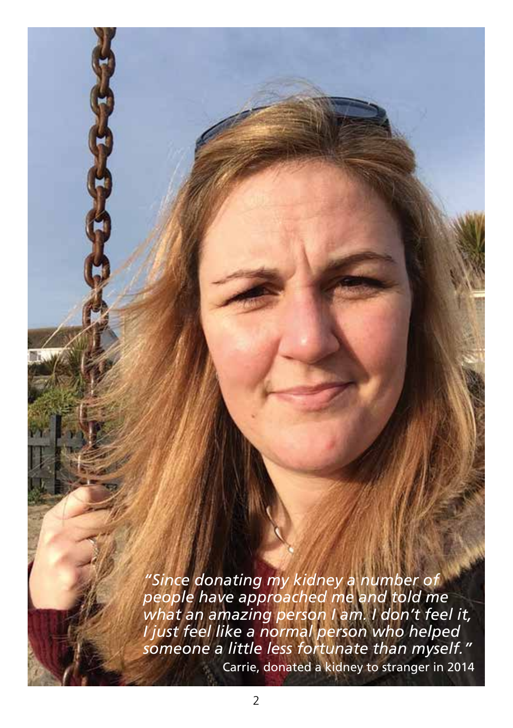*"Since donating my kidney a number of people have approached me and told me what an amazing person I am. I don't feel it, I just feel like a normal person who helped someone a little less fortunate than myself."*

Carrie, donated a kidney to stranger in 2014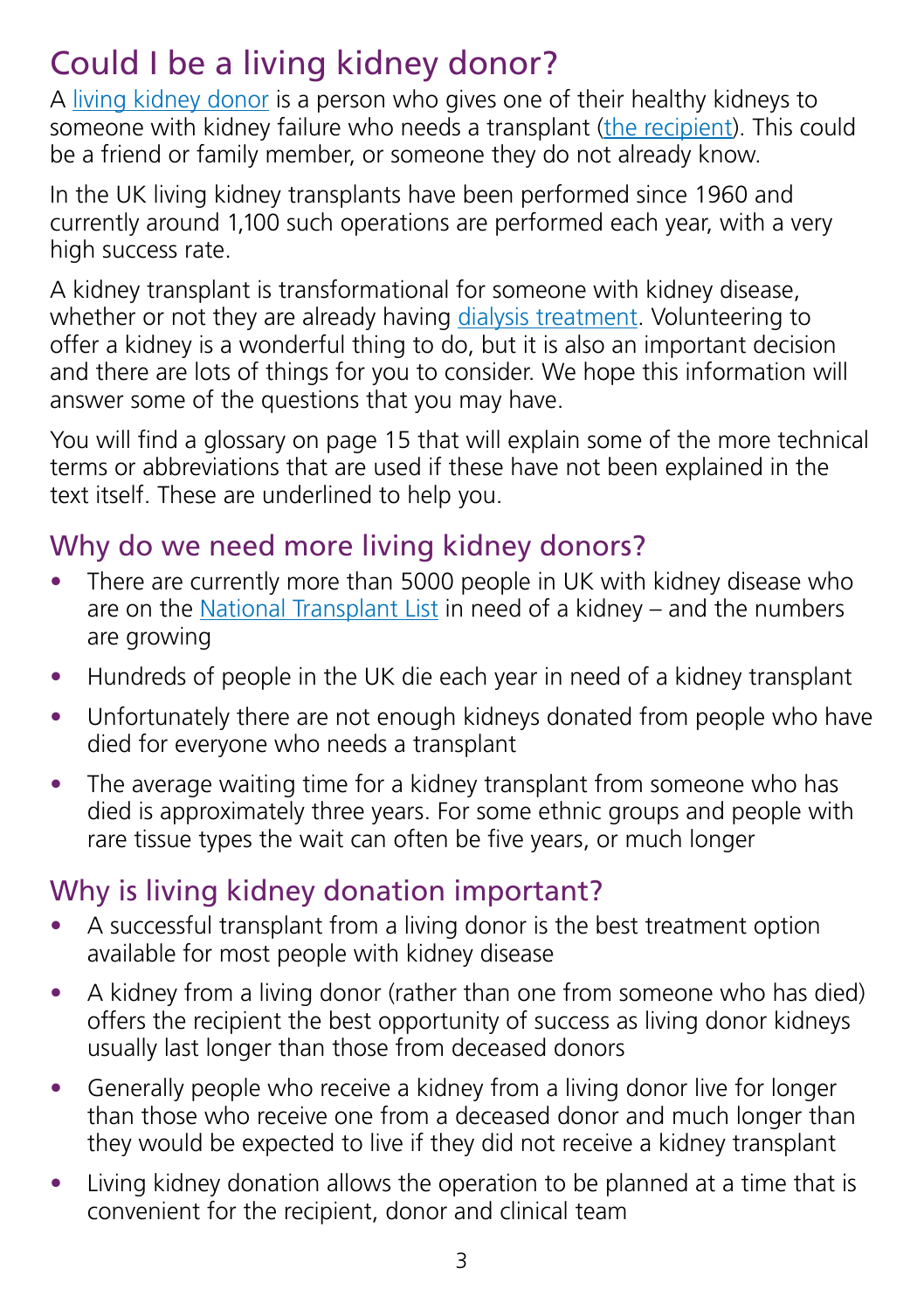# Could I be a living kidney donor?

A living kidney donor is a person who gives one of their healthy kidneys to someone with kidney failure who needs a transplant (the recipient). This could be a friend or family member, or someone they do not already know.

In the UK living kidney transplants have been performed since 1960 and currently around 1,100 such operations are performed each year, with a very high success rate.

A kidney transplant is transformational for someone with kidney disease, whether or not they are already having dialysis treatment. Volunteering to offer a kidney is a wonderful thing to do, but it is also an important decision and there are lots of things for you to consider. We hope this information will answer some of the questions that you may have.

You will find a glossary on page 15 that will explain some of the more technical terms or abbreviations that are used if these have not been explained in the text itself. These are underlined to help you.

## Why do we need more living kidney donors?

- There are currently more than 5000 people in UK with kidney disease who are on the National Transplant List in need of a kidney – and the numbers are growing
- Hundreds of people in the UK die each year in need of a kidney transplant
- Unfortunately there are not enough kidneys donated from people who have died for everyone who needs a transplant
- The average waiting time for a kidney transplant from someone who has died is approximately three years. For some ethnic groups and people with rare tissue types the wait can often be five years, or much longer

## Why is living kidney donation important?

- A successful transplant from a living donor is the best treatment option available for most people with kidney disease
- A kidney from a living donor (rather than one from someone who has died) offers the recipient the best opportunity of success as living donor kidneys usually last longer than those from deceased donors
- Generally people who receive a kidney from a living donor live for longer than those who receive one from a deceased donor and much longer than they would be expected to live if they did not receive a kidney transplant
- Living kidney donation allows the operation to be planned at a time that is convenient for the recipient, donor and clinical team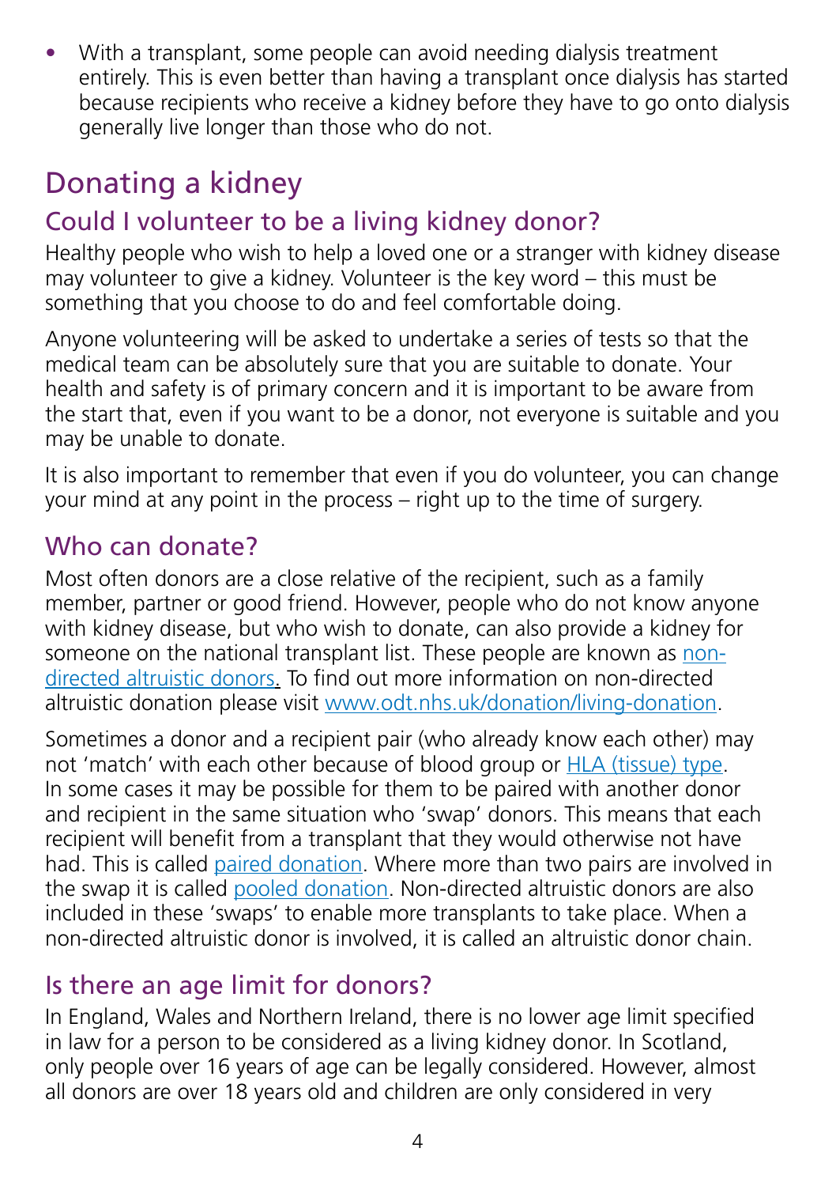- With a transplant, some people can avoid needing dialysis treatment entirely. This is even better than having a transplant once dialysis has started because recipients who receive a kidney before they have to go onto dialysis generally live longer than those who do not.

# Donating a kidney

## Could I volunteer to be a living kidney donor?

Healthy people who wish to help a loved one or a stranger with kidney disease may volunteer to give a kidney. Volunteer is the key word – this must be something that you choose to do and feel comfortable doing.

Anyone volunteering will be asked to undertake a series of tests so that the medical team can be absolutely sure that you are suitable to donate. Your health and safety is of primary concern and it is important to be aware from the start that, even if you want to be a donor, not everyone is suitable and you may be unable to donate.

It is also important to remember that even if you do volunteer, you can change your mind at any point in the process – right up to the time of surgery.

## Who can donate?

Most often donors are a close relative of the recipient, such as a family member, partner or good friend. However, people who do not know anyone with kidney disease, but who wish to donate, can also provide a kidney for someone on the national transplant list. These people are known as non-directed altruistic donors. To find out more information on non-directed altruistic donation please visit www.odt.nhs.uk/donation/living-donation.

Sometimes a donor and a recipient pair (who already know each other) may not 'match' with each other because of blood group or HLA (tissue) type. In some cases it may be possible for them to be paired with another donor and recipient in the same situation who 'swap' donors. This means that each recipient will benefit from a transplant that they would otherwise not have had. This is called paired donation. Where more than two pairs are involved in the swap it is called pooled donation. Non-directed altruistic donors are also included in these 'swaps' to enable more transplants to take place. When a non-directed altruistic donor is involved, it is called an altruistic donor chain.

## Is there an age limit for donors?

In England, Wales and Northern Ireland, there is no lower age limit specified in law for a person to be considered as a living kidney donor. In Scotland, only people over 16 years of age can be legally considered. However, almost all donors are over 18 years old and children are only considered in very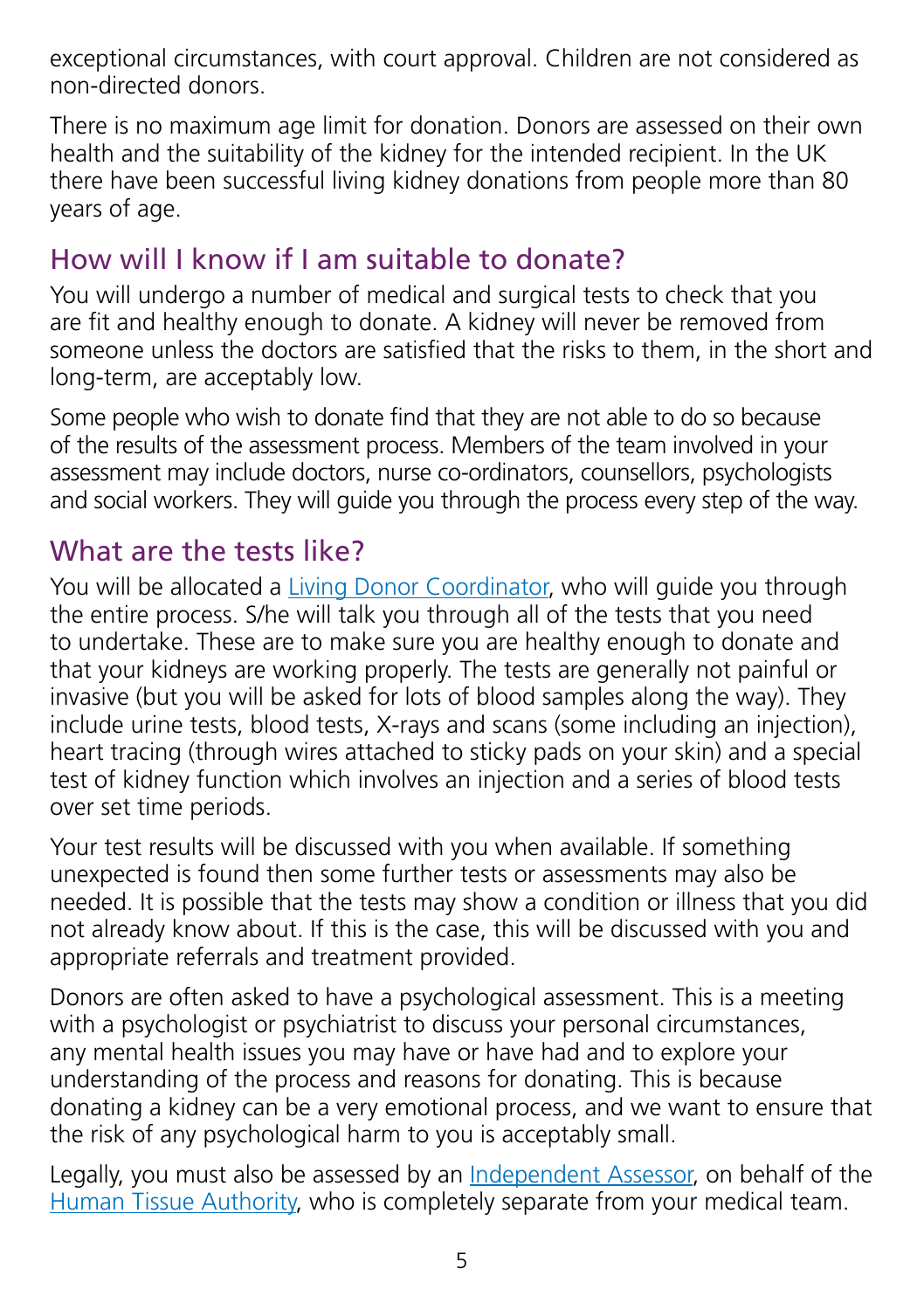exceptional circumstances, with court approval. Children are not considered as non-directed donors.

There is no maximum age limit for donation. Donors are assessed on their own health and the suitability of the kidney for the intended recipient. In the UK there have been successful living kidney donations from people more than 80 years of age.

## How will I know if I am suitable to donate?

You will undergo a number of medical and surgical tests to check that you are fit and healthy enough to donate. A kidney will never be removed from someone unless the doctors are satisfied that the risks to them, in the short and long-term, are acceptably low.

Some people who wish to donate find that they are not able to do so because of the results of the assessment process. Members of the team involved in your assessment may include doctors, nurse co-ordinators, counsellors, psychologists and social workers. They will guide you through the process every step of the way.

## What are the tests like?

You will be allocated a Living Donor Coordinator, who will guide you through the entire process. S/he will talk you through all of the tests that you need to undertake. These are to make sure you are healthy enough to donate and that your kidneys are working properly. The tests are generally not painful or invasive (but you will be asked for lots of blood samples along the way). They include urine tests, blood tests, X-rays and scans (some including an injection), heart tracing (through wires attached to sticky pads on your skin) and a special test of kidney function which involves an injection and a series of blood tests over set time periods.

Your test results will be discussed with you when available. If something unexpected is found then some further tests or assessments may also be needed. It is possible that the tests may show a condition or illness that you did not already know about. If this is the case, this will be discussed with you and appropriate referrals and treatment provided.

Donors are often asked to have a psychological assessment. This is a meeting with a psychologist or psychiatrist to discuss your personal circumstances, any mental health issues you may have or have had and to explore your understanding of the process and reasons for donating. This is because donating a kidney can be a very emotional process, and we want to ensure that the risk of any psychological harm to you is acceptably small.

Legally, you must also be assessed by an Independent Assessor, on behalf of the Human Tissue Authority, who is completely separate from your medical team.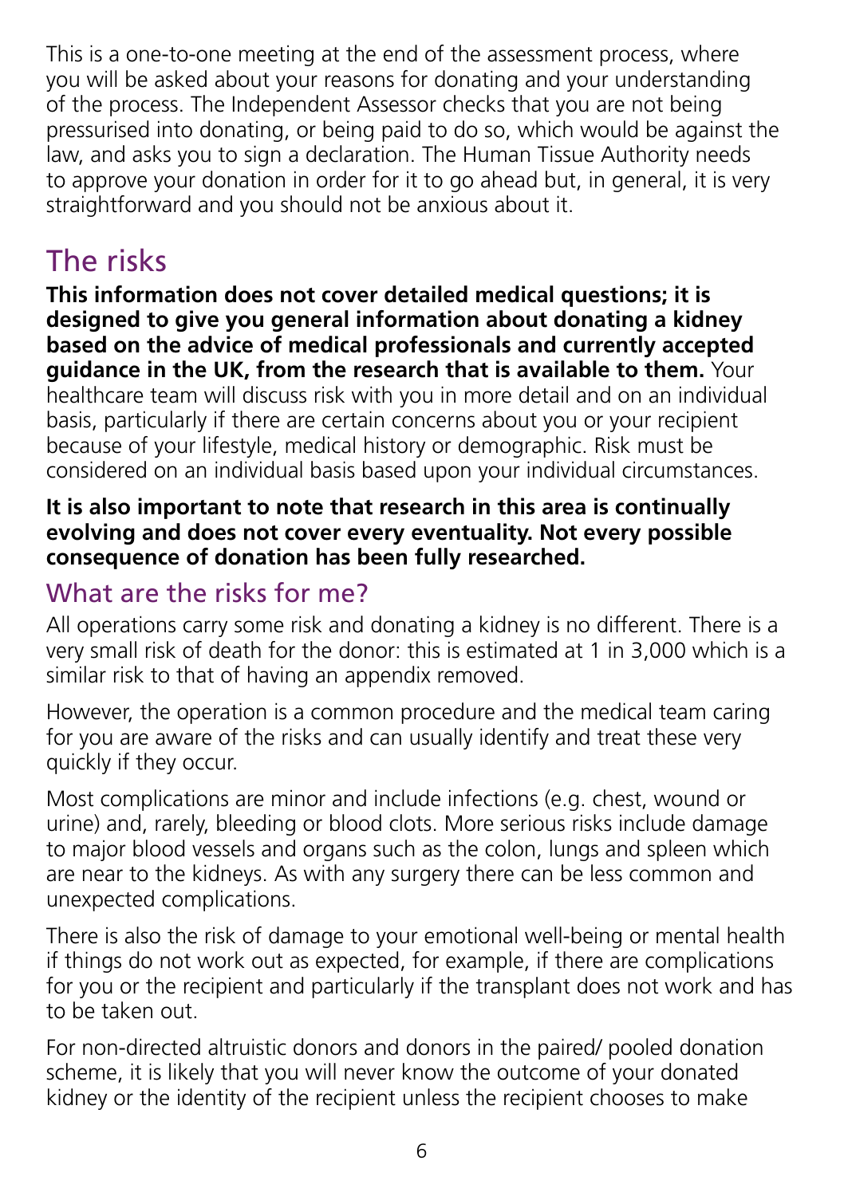This is a one-to-one meeting at the end of the assessment process, where you will be asked about your reasons for donating and your understanding of the process. The Independent Assessor checks that you are not being pressurised into donating, or being paid to do so, which would be against the law, and asks you to sign a declaration. The Human Tissue Authority needs to approve your donation in order for it to go ahead but, in general, it is very straightforward and you should not be anxious about it.

# The risks

**This information does not cover detailed medical questions; it is designed to give you general information about donating a kidney based on the advice of medical professionals and currently accepted guidance in the UK, from the research that is available to them.** Your healthcare team will discuss risk with you in more detail and on an individual basis, particularly if there are certain concerns about you or your recipient because of your lifestyle, medical history or demographic. Risk must be considered on an individual basis based upon your individual circumstances.

**It is also important to note that research in this area is continually evolving and does not cover every eventuality. Not every possible consequence of donation has been fully researched.**

## What are the risks for me?

All operations carry some risk and donating a kidney is no different. There is a very small risk of death for the donor: this is estimated at 1 in 3,000 which is a similar risk to that of having an appendix removed.

However, the operation is a common procedure and the medical team caring for you are aware of the risks and can usually identify and treat these very quickly if they occur.

Most complications are minor and include infections (e.g. chest, wound or urine) and, rarely, bleeding or blood clots. More serious risks include damage to major blood vessels and organs such as the colon, lungs and spleen which are near to the kidneys. As with any surgery there can be less common and unexpected complications.

There is also the risk of damage to your emotional well-being or mental health if things do not work out as expected, for example, if there are complications for you or the recipient and particularly if the transplant does not work and has to be taken out.

For non-directed altruistic donors and donors in the paired/ pooled donation scheme, it is likely that you will never know the outcome of your donated kidney or the identity of the recipient unless the recipient chooses to make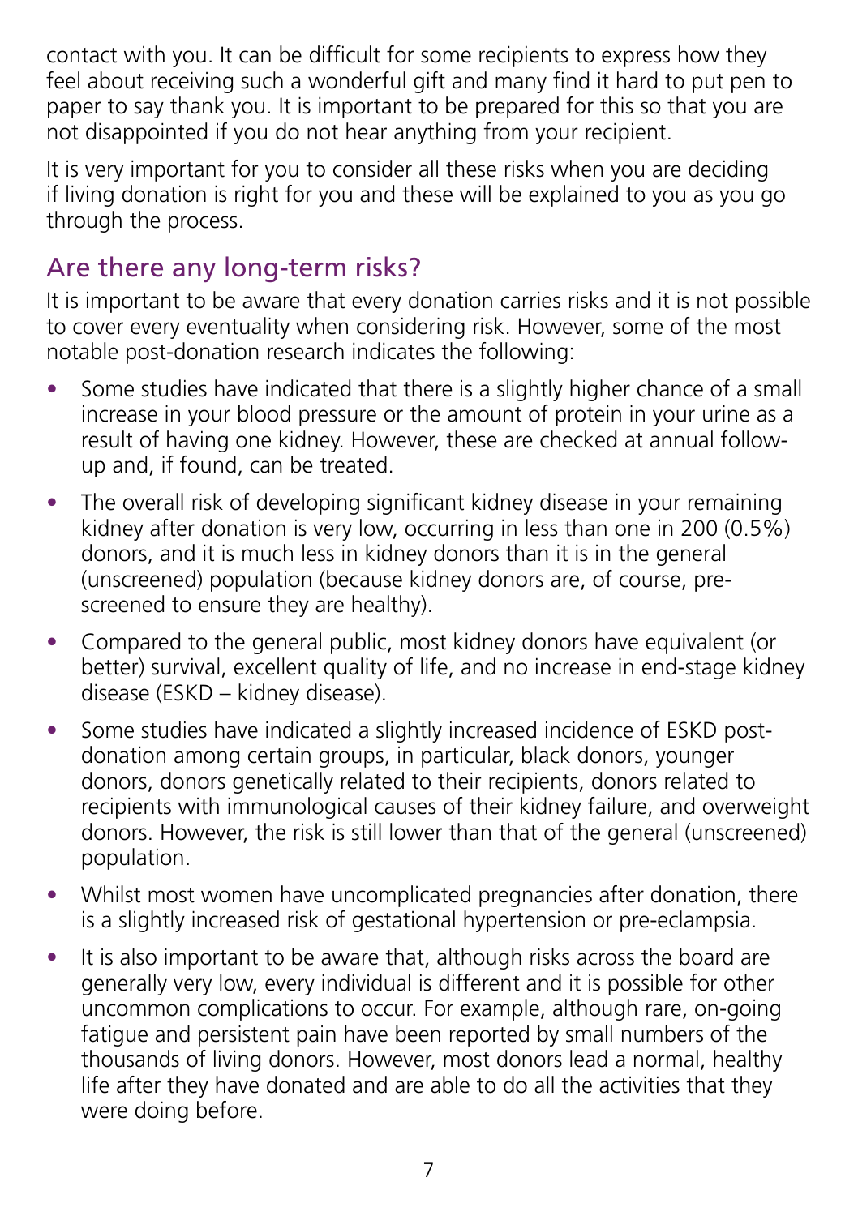contact with you. It can be difficult for some recipients to express how they feel about receiving such a wonderful gift and many find it hard to put pen to paper to say thank you. It is important to be prepared for this so that you are not disappointed if you do not hear anything from your recipient.

It is very important for you to consider all these risks when you are deciding if living donation is right for you and these will be explained to you as you go through the process.

## Are there any long-term risks?

It is important to be aware that every donation carries risks and it is not possible to cover every eventuality when considering risk. However, some of the most notable post-donation research indicates the following:

- Some studies have indicated that there is a slightly higher chance of a small increase in your blood pressure or the amount of protein in your urine as a result of having one kidney. However, these are checked at annual follow-up and, if found, can be treated.
- The overall risk of developing significant kidney disease in your remaining kidney after donation is very low, occurring in less than one in 200 (0.5%) donors, and it is much less in kidney donors than it is in the general (unscreened) population (because kidney donors are, of course, pre-screened to ensure they are healthy).
- Compared to the general public, most kidney donors have equivalent (or better) survival, excellent quality of life, and no increase in end-stage kidney disease (ESKD – kidney disease).
- Some studies have indicated a slightly increased incidence of ESKD post-donation among certain groups, in particular, black donors, younger donors, donors genetically related to their recipients, donors related to recipients with immunological causes of their kidney failure, and overweight donors. However, the risk is still lower than that of the general (unscreened) population.
- Whilst most women have uncomplicated pregnancies after donation, there is a slightly increased risk of gestational hypertension or pre-eclampsia.
- It is also important to be aware that, although risks across the board are generally very low, every individual is different and it is possible for other uncommon complications to occur. For example, although rare, on-going fatigue and persistent pain have been reported by small numbers of the thousands of living donors. However, most donors lead a normal, healthy life after they have donated and are able to do all the activities that they were doing before.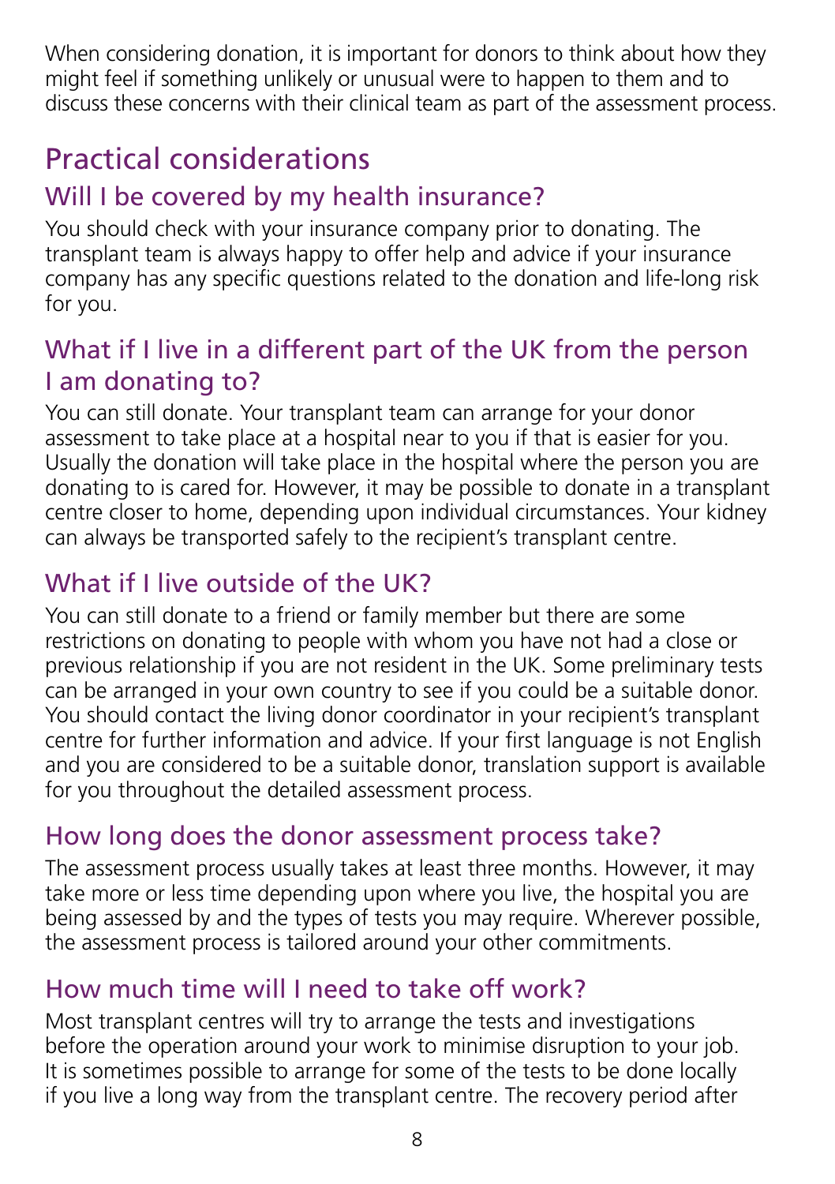When considering donation, it is important for donors to think about how they might feel if something unlikely or unusual were to happen to them and to discuss these concerns with their clinical team as part of the assessment process.

# Practical considerations

## Will I be covered by my health insurance?

You should check with your insurance company prior to donating. The transplant team is always happy to offer help and advice if your insurance company has any specific questions related to the donation and life-long risk for you.

## What if I live in a different part of the UK from the person I am donating to?

You can still donate. Your transplant team can arrange for your donor assessment to take place at a hospital near to you if that is easier for you. Usually the donation will take place in the hospital where the person you are donating to is cared for. However, it may be possible to donate in a transplant centre closer to home, depending upon individual circumstances. Your kidney can always be transported safely to the recipient's transplant centre.

## What if I live outside of the UK?

You can still donate to a friend or family member but there are some restrictions on donating to people with whom you have not had a close or previous relationship if you are not resident in the UK. Some preliminary tests can be arranged in your own country to see if you could be a suitable donor. You should contact the living donor coordinator in your recipient's transplant centre for further information and advice. If your first language is not English and you are considered to be a suitable donor, translation support is available for you throughout the detailed assessment process.

## How long does the donor assessment process take?

The assessment process usually takes at least three months. However, it may take more or less time depending upon where you live, the hospital you are being assessed by and the types of tests you may require. Wherever possible, the assessment process is tailored around your other commitments.

## How much time will I need to take off work?

Most transplant centres will try to arrange the tests and investigations before the operation around your work to minimise disruption to your job. It is sometimes possible to arrange for some of the tests to be done locally if you live a long way from the transplant centre. The recovery period after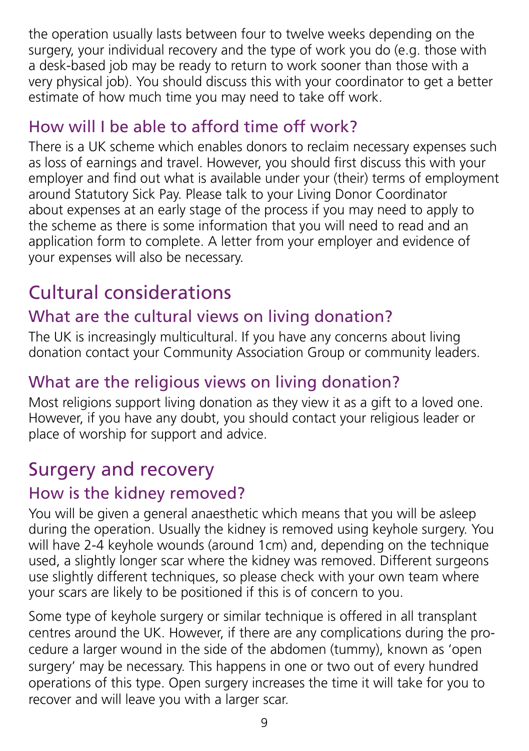the operation usually lasts between four to twelve weeks depending on the surgery, your individual recovery and the type of work you do (e.g. those with a desk-based job may be ready to return to work sooner than those with a very physical job). You should discuss this with your coordinator to get a better estimate of how much time you may need to take off work.

### How will I be able to afford time off work?

There is a UK scheme which enables donors to reclaim necessary expenses such as loss of earnings and travel. However, you should first discuss this with your employer and find out what is available under your (their) terms of employment around Statutory Sick Pay. Please talk to your Living Donor Coordinator about expenses at an early stage of the process if you may need to apply to the scheme as there is some information that you will need to read and an application form to complete. A letter from your employer and evidence of your expenses will also be necessary.

## Cultural considerations

### What are the cultural views on living donation?

The UK is increasingly multicultural. If you have any concerns about living donation contact your Community Association Group or community leaders.

### What are the religious views on living donation?

Most religions support living donation as they view it as a gift to a loved one. However, if you have any doubt, you should contact your religious leader or place of worship for support and advice.

## Surgery and recovery

### How is the kidney removed?

You will be given a general anaesthetic which means that you will be asleep during the operation. Usually the kidney is removed using keyhole surgery. You will have 2-4 keyhole wounds (around 1cm) and, depending on the technique used, a slightly longer scar where the kidney was removed. Different surgeons use slightly different techniques, so please check with your own team where your scars are likely to be positioned if this is of concern to you.

Some type of keyhole surgery or similar technique is offered in all transplant centres around the UK. However, if there are any complications during the procedure a larger wound in the side of the abdomen (tummy), known as 'open surgery' may be necessary. This happens in one or two out of every hundred operations of this type. Open surgery increases the time it will take for you to recover and will leave you with a larger scar.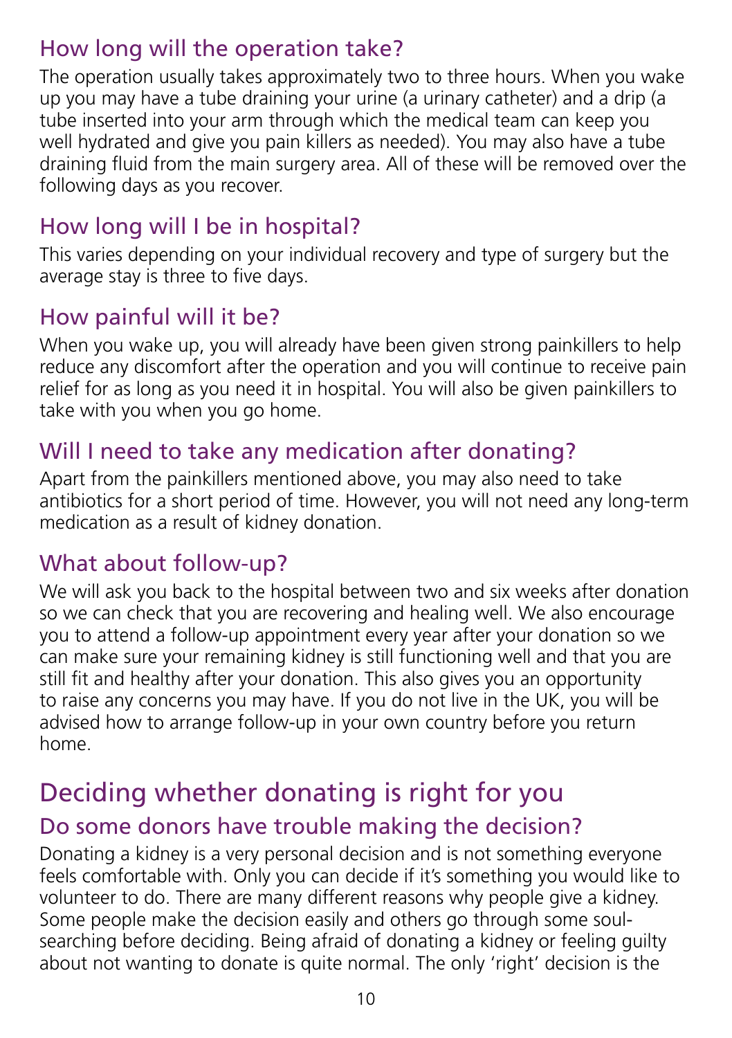## How long will the operation take?

The operation usually takes approximately two to three hours. When you wake up you may have a tube draining your urine (a urinary catheter) and a drip (a tube inserted into your arm through which the medical team can keep you well hydrated and give you pain killers as needed). You may also have a tube draining fluid from the main surgery area. All of these will be removed over the following days as you recover.

## How long will I be in hospital?

This varies depending on your individual recovery and type of surgery but the average stay is three to five days.

## How painful will it be?

When you wake up, you will already have been given strong painkillers to help reduce any discomfort after the operation and you will continue to receive pain relief for as long as you need it in hospital. You will also be given painkillers to take with you when you go home.

## Will I need to take any medication after donating?

Apart from the painkillers mentioned above, you may also need to take antibiotics for a short period of time. However, you will not need any long-term medication as a result of kidney donation.

## What about follow-up?

We will ask you back to the hospital between two and six weeks after donation so we can check that you are recovering and healing well. We also encourage you to attend a follow-up appointment every year after your donation so we can make sure your remaining kidney is still functioning well and that you are still fit and healthy after your donation. This also gives you an opportunity to raise any concerns you may have. If you do not live in the UK, you will be advised how to arrange follow-up in your own country before you return home.

# Deciding whether donating is right for you

## Do some donors have trouble making the decision?

Donating a kidney is a very personal decision and is not something everyone feels comfortable with. Only you can decide if it's something you would like to volunteer to do. There are many different reasons why people give a kidney. Some people make the decision easily and others go through some soul-searching before deciding. Being afraid of donating a kidney or feeling guilty about not wanting to donate is quite normal. The only 'right' decision is the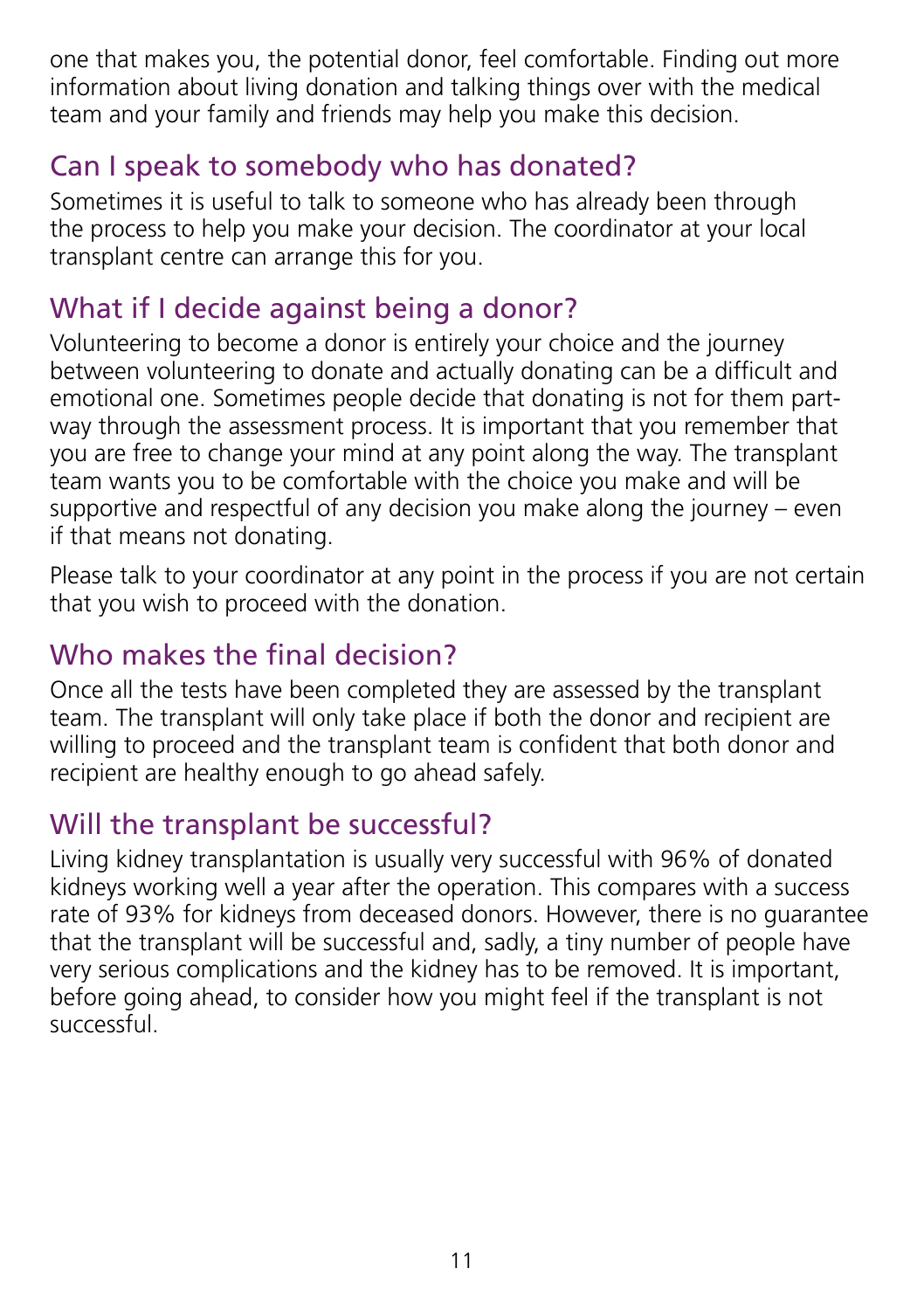one that makes you, the potential donor, feel comfortable. Finding out more information about living donation and talking things over with the medical team and your family and friends may help you make this decision.

## Can I speak to somebody who has donated?

Sometimes it is useful to talk to someone who has already been through the process to help you make your decision. The coordinator at your local transplant centre can arrange this for you.

## What if I decide against being a donor?

Volunteering to become a donor is entirely your choice and the journey between volunteering to donate and actually donating can be a difficult and emotional one. Sometimes people decide that donating is not for them part-way through the assessment process. It is important that you remember that you are free to change your mind at any point along the way. The transplant team wants you to be comfortable with the choice you make and will be supportive and respectful of any decision you make along the journey – even if that means not donating.

Please talk to your coordinator at any point in the process if you are not certain that you wish to proceed with the donation.

## Who makes the final decision?

Once all the tests have been completed they are assessed by the transplant team. The transplant will only take place if both the donor and recipient are willing to proceed and the transplant team is confident that both donor and recipient are healthy enough to go ahead safely.

## Will the transplant be successful?

Living kidney transplantation is usually very successful with 96% of donated kidneys working well a year after the operation. This compares with a success rate of 93% for kidneys from deceased donors. However, there is no guarantee that the transplant will be successful and, sadly, a tiny number of people have very serious complications and the kidney has to be removed. It is important, before going ahead, to consider how you might feel if the transplant is not successful.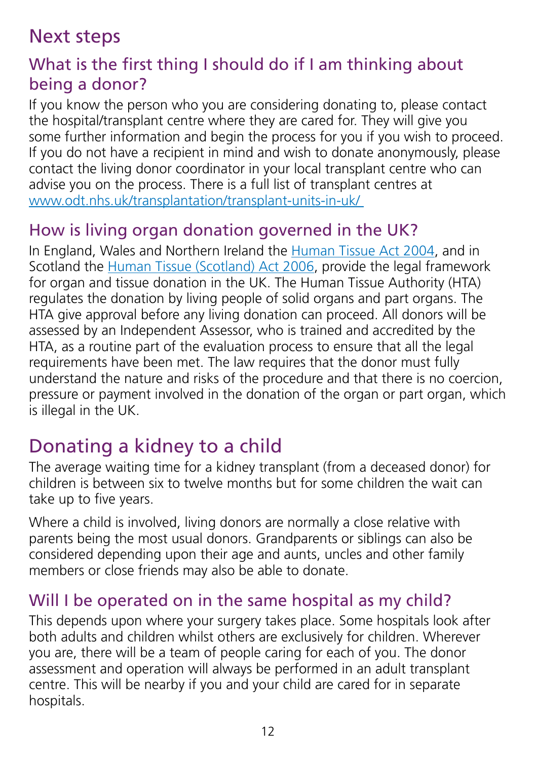# Next steps

## What is the first thing I should do if I am thinking about being a donor?

If you know the person who you are considering donating to, please contact the hospital/transplant centre where they are cared for. They will give you some further information and begin the process for you if you wish to proceed. If you do not have a recipient in mind and wish to donate anonymously, please contact the living donor coordinator in your local transplant centre who can advise you on the process. There is a full list of transplant centres at [www.odt.nhs.uk/transplantation/transplant-units-in-uk/](www.odt.nhs.uk/transplantation/transplant-units-in-uk/)

## How is living organ donation governed in the UK?

In England, Wales and Northern Ireland the Human Tissue Act 2004, and in Scotland the Human Tissue (Scotland) Act 2006, provide the legal framework for organ and tissue donation in the UK. The Human Tissue Authority (HTA) regulates the donation by living people of solid organs and part organs. The HTA give approval before any living donation can proceed. All donors will be assessed by an Independent Assessor, who is trained and accredited by the HTA, as a routine part of the evaluation process to ensure that all the legal requirements have been met. The law requires that the donor must fully understand the nature and risks of the procedure and that there is no coercion, pressure or payment involved in the donation of the organ or part organ, which is illegal in the UK.

# Donating a kidney to a child

The average waiting time for a kidney transplant (from a deceased donor) for children is between six to twelve months but for some children the wait can take up to five years.

Where a child is involved, living donors are normally a close relative with parents being the most usual donors. Grandparents or siblings can also be considered depending upon their age and aunts, uncles and other family members or close friends may also be able to donate.

## Will I be operated on in the same hospital as my child?

This depends upon where your surgery takes place. Some hospitals look after both adults and children whilst others are exclusively for children. Wherever you are, there will be a team of people caring for each of you. The donor assessment and operation will always be performed in an adult transplant centre. This will be nearby if you and your child are cared for in separate hospitals.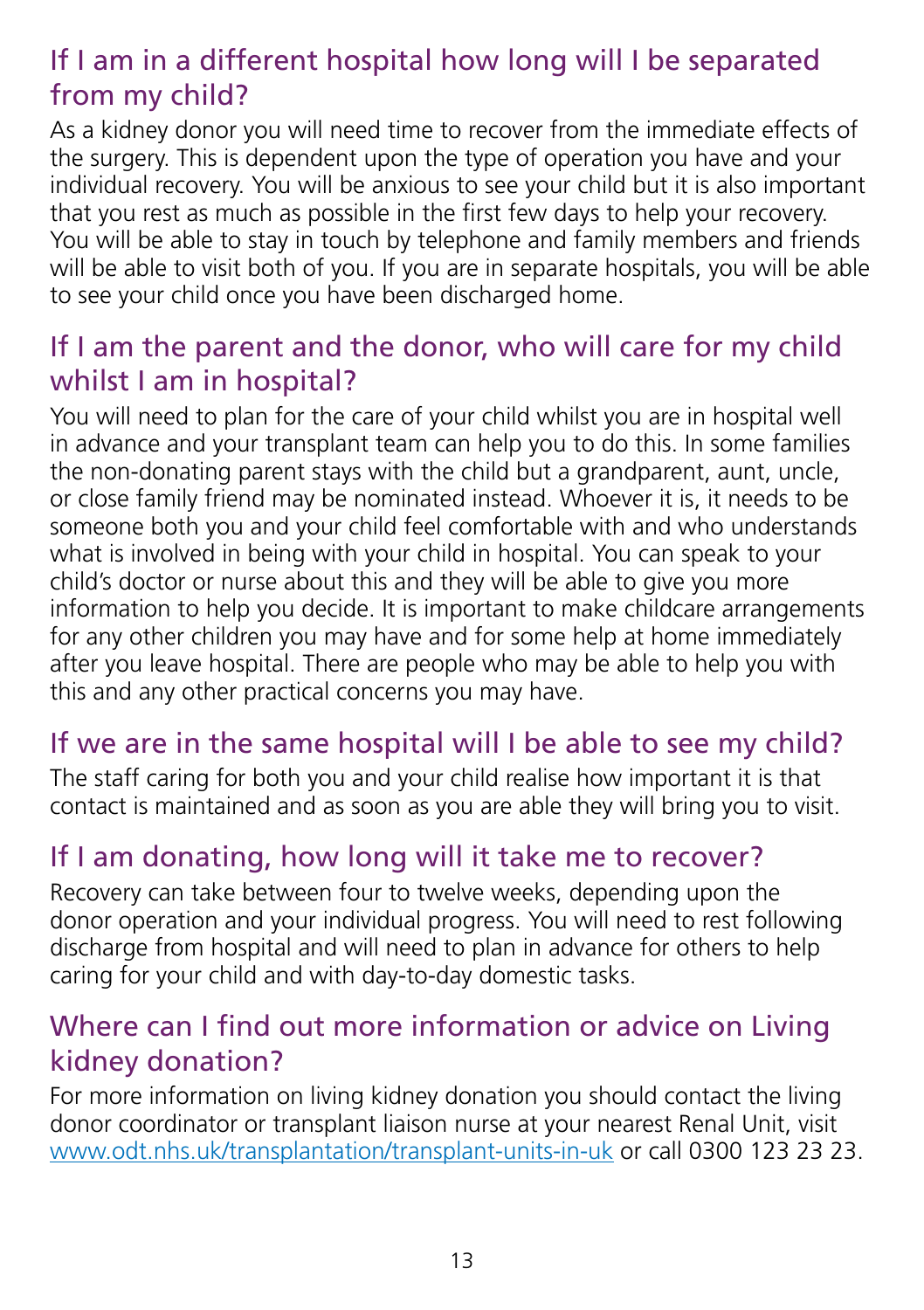## If I am in a different hospital how long will I be separated from my child?

As a kidney donor you will need time to recover from the immediate effects of the surgery. This is dependent upon the type of operation you have and your individual recovery. You will be anxious to see your child but it is also important that you rest as much as possible in the first few days to help your recovery. You will be able to stay in touch by telephone and family members and friends will be able to visit both of you. If you are in separate hospitals, you will be able to see your child once you have been discharged home.

## If I am the parent and the donor, who will care for my child whilst I am in hospital?

You will need to plan for the care of your child whilst you are in hospital well in advance and your transplant team can help you to do this. In some families the non-donating parent stays with the child but a grandparent, aunt, uncle, or close family friend may be nominated instead. Whoever it is, it needs to be someone both you and your child feel comfortable with and who understands what is involved in being with your child in hospital. You can speak to your child's doctor or nurse about this and they will be able to give you more information to help you decide. It is important to make childcare arrangements for any other children you may have and for some help at home immediately after you leave hospital. There are people who may be able to help you with this and any other practical concerns you may have.

## If we are in the same hospital will I be able to see my child?

The staff caring for both you and your child realise how important it is that contact is maintained and as soon as you are able they will bring you to visit.

## If I am donating, how long will it take me to recover?

Recovery can take between four to twelve weeks, depending upon the donor operation and your individual progress. You will need to rest following discharge from hospital and will need to plan in advance for others to help caring for your child and with day-to-day domestic tasks.

## Where can I find out more information or advice on Living kidney donation?

For more information on living kidney donation you should contact the living donor coordinator or transplant liaison nurse at your nearest Renal Unit, visit [www.odt.nhs.uk/transplantation/transplant-units-in-uk](http://www.odt.nhs.uk/transplantation/transplant-units-in-uk) or call 0300 123 23 23.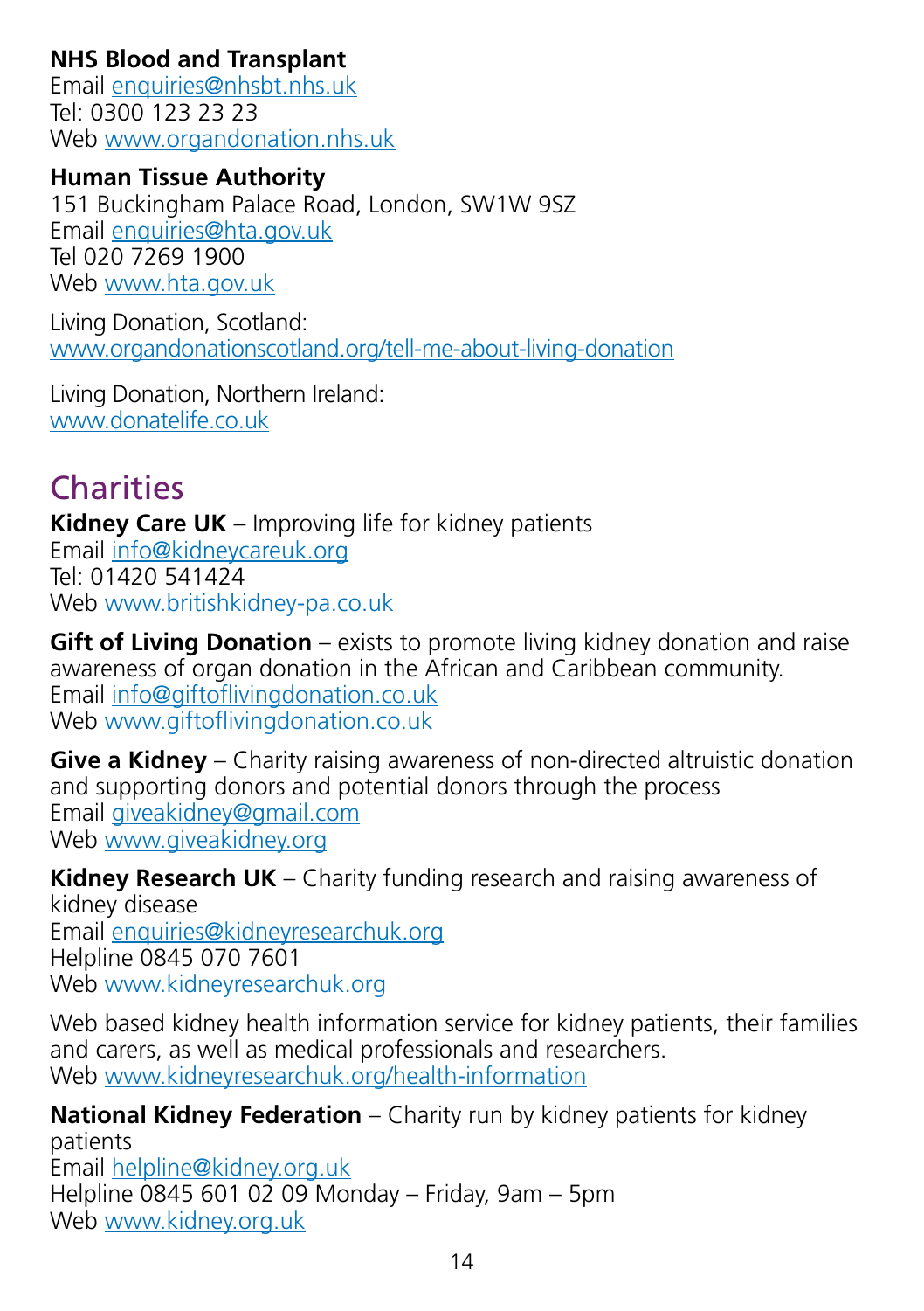**NHS Blood and Transplant**
Email enquiries@nhsbt.nhs.uk
Tel: 0300 123 23 23
Web www.organdonation.nhs.uk

**Human Tissue Authority**
151 Buckingham Palace Road, London, SW1W 9SZ
Email enquiries@hta.gov.uk
Tel 020 7269 1900
Web www.hta.gov.uk

Living Donation, Scotland:
www.organdonationscotland.org/tell-me-about-living-donation

Living Donation, Northern Ireland:
www.donatelife.co.uk

## Charities

**Kidney Care UK** – Improving life for kidney patients
Email info@kidneycareuk.org
Tel: 01420 541424
Web www.britishkidney-pa.co.uk

**Gift of Living Donation** – exists to promote living kidney donation and raise awareness of organ donation in the African and Caribbean community.
Email info@giftoflivingdonation.co.uk
Web www.giftoflivingdonation.co.uk

**Give a Kidney** – Charity raising awareness of non-directed altruistic donation and supporting donors and potential donors through the process
Email giveakidney@gmail.com
Web www.giveakidney.org

**Kidney Research UK** – Charity funding research and raising awareness of kidney disease
Email enquiries@kidneyresearchuk.org
Helpline 0845 070 7601
Web www.kidneyresearchuk.org

Web based kidney health information service for kidney patients, their families and carers, as well as medical professionals and researchers.
Web www.kidneyresearchuk.org/health-information

**National Kidney Federation** – Charity run by kidney patients for kidney patients
Email helpline@kidney.org.uk
Helpline 0845 601 02 09 Monday – Friday, 9am – 5pm
Web www.kidney.org.uk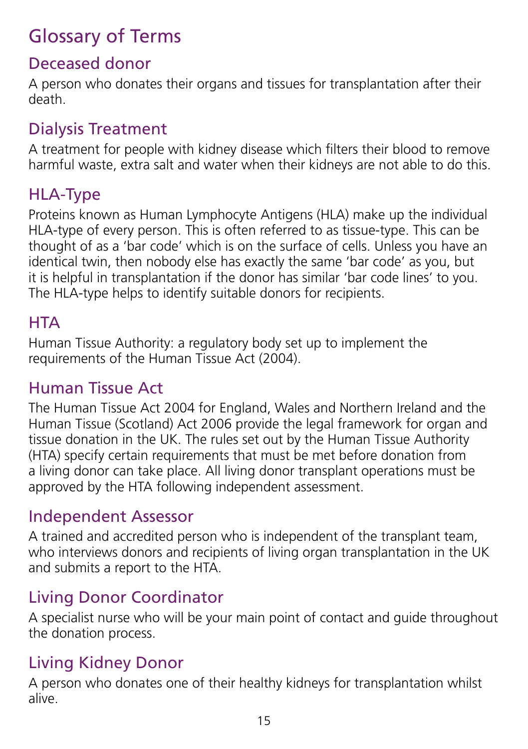# Glossary of Terms

## Deceased donor

A person who donates their organs and tissues for transplantation after their death.

## Dialysis Treatment

A treatment for people with kidney disease which filters their blood to remove harmful waste, extra salt and water when their kidneys are not able to do this.

## HLA-Type

Proteins known as Human Lymphocyte Antigens (HLA) make up the individual HLA-type of every person. This is often referred to as tissue-type. This can be thought of as a 'bar code' which is on the surface of cells. Unless you have an identical twin, then nobody else has exactly the same 'bar code' as you, but it is helpful in transplantation if the donor has similar 'bar code lines' to you. The HLA-type helps to identify suitable donors for recipients.

## HTA

Human Tissue Authority: a regulatory body set up to implement the requirements of the Human Tissue Act (2004).

## Human Tissue Act

The Human Tissue Act 2004 for England, Wales and Northern Ireland and the Human Tissue (Scotland) Act 2006 provide the legal framework for organ and tissue donation in the UK. The rules set out by the Human Tissue Authority (HTA) specify certain requirements that must be met before donation from a living donor can take place. All living donor transplant operations must be approved by the HTA following independent assessment.

## Independent Assessor

A trained and accredited person who is independent of the transplant team, who interviews donors and recipients of living organ transplantation in the UK and submits a report to the HTA.

## Living Donor Coordinator

A specialist nurse who will be your main point of contact and guide throughout the donation process.

## Living Kidney Donor

A person who donates one of their healthy kidneys for transplantation whilst alive.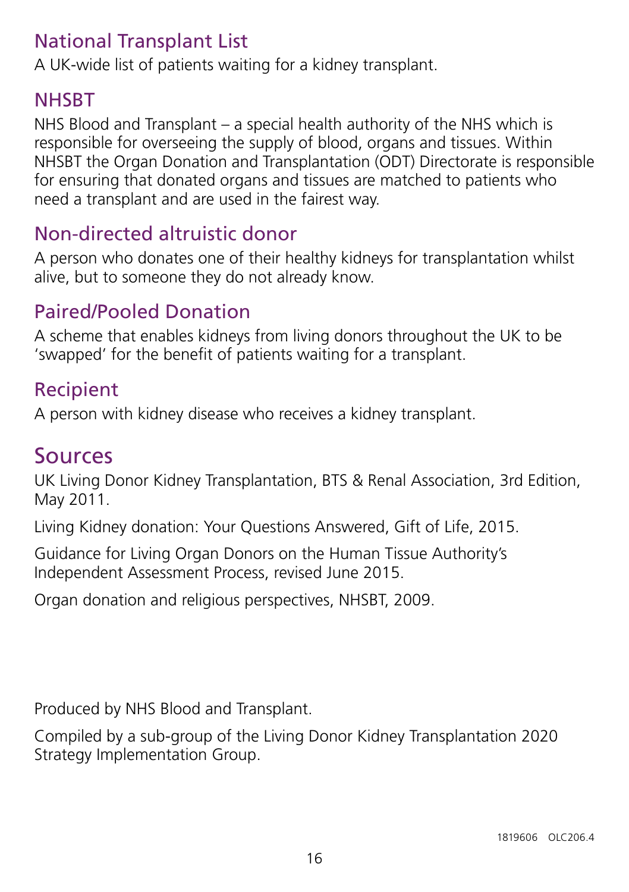### National Transplant List

A UK-wide list of patients waiting for a kidney transplant.

### NHSBT

NHS Blood and Transplant – a special health authority of the NHS which is responsible for overseeing the supply of blood, organs and tissues. Within NHSBT the Organ Donation and Transplantation (ODT) Directorate is responsible for ensuring that donated organs and tissues are matched to patients who need a transplant and are used in the fairest way.

### Non-directed altruistic donor

A person who donates one of their healthy kidneys for transplantation whilst alive, but to someone they do not already know.

### Paired/Pooled Donation

A scheme that enables kidneys from living donors throughout the UK to be 'swapped' for the benefit of patients waiting for a transplant.

### Recipient

A person with kidney disease who receives a kidney transplant.

## Sources

UK Living Donor Kidney Transplantation, BTS & Renal Association, 3rd Edition, May 2011.

Living Kidney donation: Your Questions Answered, Gift of Life, 2015.

Guidance for Living Organ Donors on the Human Tissue Authority's Independent Assessment Process, revised June 2015.

Organ donation and religious perspectives, NHSBT, 2009.

Produced by NHS Blood and Transplant.

Compiled by a sub-group of the Living Donor Kidney Transplantation 2020 Strategy Implementation Group.

1819606 OLC206.4